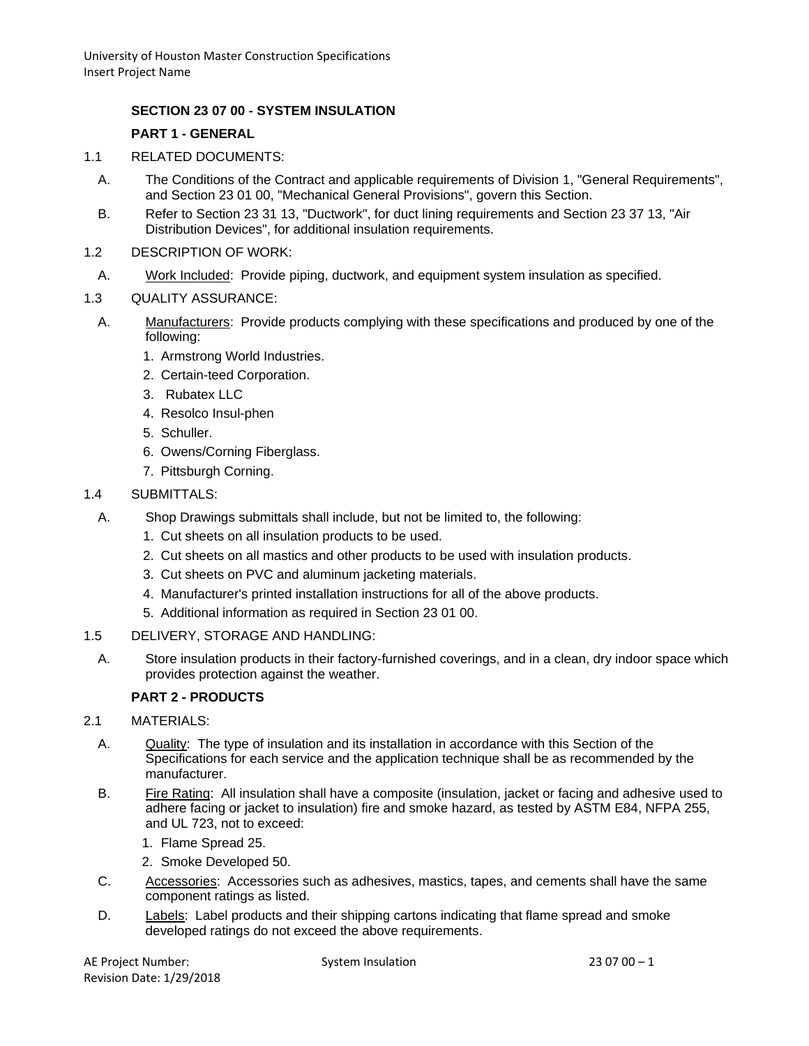## SECTION 23 07 00 - SYSTEM INSULATION

### PART 1 - GENERAL

1.1 RELATED DOCUMENTS:

A. The Conditions of the Contract and applicable requirements of Division 1, "General Requirements", and Section 23 01 00, "Mechanical General Provisions", govern this Section.

B. Refer to Section 23 31 13, "Ductwork", for duct lining requirements and Section 23 37 13, "Air Distribution Devices", for additional insulation requirements.

1.2 DESCRIPTION OF WORK:

A. Work Included: Provide piping, ductwork, and equipment system insulation as specified.

1.3 QUALITY ASSURANCE:

A. Manufacturers: Provide products complying with these specifications and produced by one of the following:

1. Armstrong World Industries.
2. Certain-teed Corporation.
3. Rubatex LLC
4. Resolco Insul-phen
5. Schuller.
6. Owens/Corning Fiberglass.
7. Pittsburgh Corning.

1.4 SUBMITTALS:

A. Shop Drawings submittals shall include, but not be limited to, the following:

1. Cut sheets on all insulation products to be used.
2. Cut sheets on all mastics and other products to be used with insulation products.
3. Cut sheets on PVC and aluminum jacketing materials.
4. Manufacturer's printed installation instructions for all of the above products.
5. Additional information as required in Section 23 01 00.

1.5 DELIVERY, STORAGE AND HANDLING:

A. Store insulation products in their factory-furnished coverings, and in a clean, dry indoor space which provides protection against the weather.

### PART 2 - PRODUCTS

2.1 MATERIALS:

A. Quality: The type of insulation and its installation in accordance with this Section of the Specifications for each service and the application technique shall be as recommended by the manufacturer.

B. Fire Rating: All insulation shall have a composite (insulation, jacket or facing and adhesive used to adhere facing or jacket to insulation) fire and smoke hazard, as tested by ASTM E84, NFPA 255, and UL 723, not to exceed:

1. Flame Spread 25.
2. Smoke Developed 50.

C. Accessories: Accessories such as adhesives, mastics, tapes, and cements shall have the same component ratings as listed.

D. Labels: Label products and their shipping cartons indicating that flame spread and smoke developed ratings do not exceed the above requirements.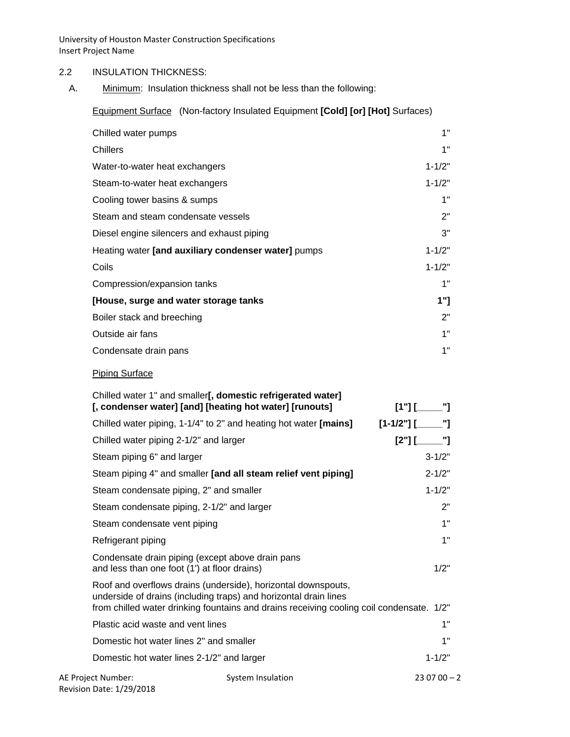## 2.2 INSULATION THICKNESS:

A. Minimum: Insulation thickness shall not be less than the following:

Equipment Surface (Non-factory Insulated Equipment **[Cold] [or] [Hot]** Surfaces)

| | |
|---|---|
| Chilled water pumps | 1" |
| Chillers | 1" |
| Water-to-water heat exchangers | 1-1/2" |
| Steam-to-water heat exchangers | 1-1/2" |
| Cooling tower basins & sumps | 1" |
| Steam and steam condensate vessels | 2" |
| Diesel engine silencers and exhaust piping | 3" |
| Heating water **[and auxiliary condenser water]** pumps | 1-1/2" |
| Coils | 1-1/2" |
| Compression/expansion tanks | 1" |
| **[House, surge and water storage tanks** | **1"]** |
| Boiler stack and breeching | 2" |
| Outside air fans | 1" |
| Condensate drain pans | 1" |

Piping Surface

| | |
|---|---|
| Chilled water 1" and smaller**[, domestic refrigerated water] [, condenser water] [and] [heating hot water] [runouts]** | **[1"] [_____"]** |
| Chilled water piping, 1-1/4" to 2" and heating hot water **[mains]** | **[1-1/2"] [_____"]** |
| Chilled water piping 2-1/2" and larger | **[2"] [_____"]** |
| Steam piping 6" and larger | 3-1/2" |
| Steam piping 4" and smaller **[and all steam relief vent piping]** | 2-1/2" |
| Steam condensate piping, 2" and smaller | 1-1/2" |
| Steam condensate piping, 2-1/2" and larger | 2" |
| Steam condensate vent piping | 1" |
| Refrigerant piping | 1" |
| Condensate drain piping (except above drain pans and less than one foot (1') at floor drains) | 1/2" |
| Roof and overflows drains (underside), horizontal downspouts, underside of drains (including traps) and horizontal drain lines from chilled water drinking fountains and drains receiving cooling coil condensate. | 1/2" |
| Plastic acid waste and vent lines | 1" |
| Domestic hot water lines 2" and smaller | 1" |
| Domestic hot water lines 2-1/2" and larger | 1-1/2" |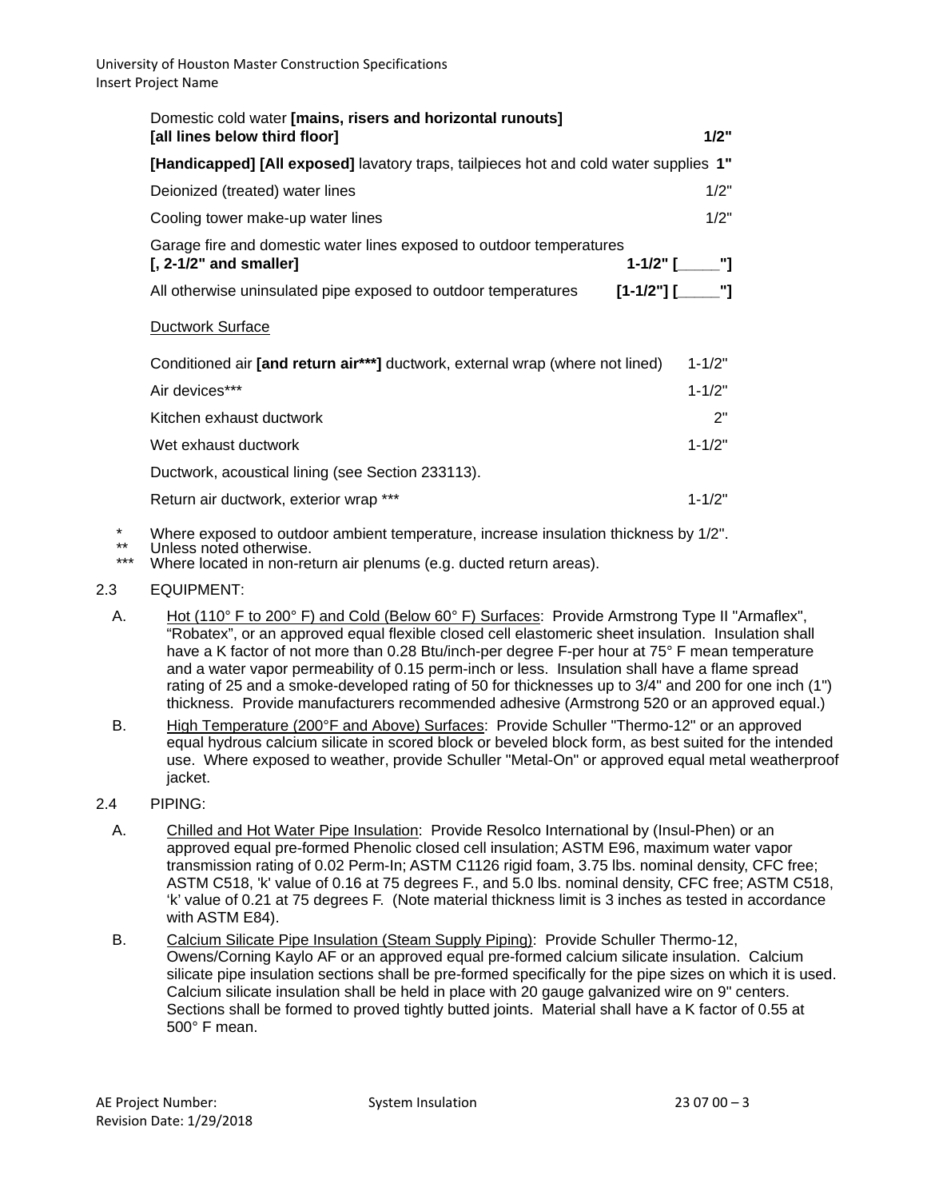| | |
|---|---|
| Domestic cold water **[mains, risers and horizontal runouts] [all lines below third floor]** | **1/2"** |
| **[Handicapped] [All exposed]** lavatory traps, tailpieces hot and cold water supplies | **1"** |
| Deionized (treated) water lines | 1/2" |
| Cooling tower make-up water lines | 1/2" |
| Garage fire and domestic water lines exposed to outdoor temperatures **[, 2-1/2" and smaller]** | **1-1/2" [_____"]** |
| All otherwise uninsulated pipe exposed to outdoor temperatures | **[1-1/2"] [_____"]** |

Ductwork Surface

| | |
|---|---|
| Conditioned air **[and return air***]** ductwork, external wrap (where not lined) | 1-1/2" |
| Air devices*** | 1-1/2" |
| Kitchen exhaust ductwork | 2" |
| Wet exhaust ductwork | 1-1/2" |
| Ductwork, acoustical lining (see Section 233113). | |
| Return air ductwork, exterior wrap *** | 1-1/2" |

\* Where exposed to outdoor ambient temperature, increase insulation thickness by 1/2".
\** Unless noted otherwise.
\*** Where located in non-return air plenums (e.g. ducted return areas).

2.3 EQUIPMENT:

A. Hot (110° F to 200° F) and Cold (Below 60° F) Surfaces: Provide Armstrong Type II "Armaflex", "Robatex", or an approved equal flexible closed cell elastomeric sheet insulation. Insulation shall have a K factor of not more than 0.28 Btu/inch-per degree F-per hour at 75° F mean temperature and a water vapor permeability of 0.15 perm-inch or less. Insulation shall have a flame spread rating of 25 and a smoke-developed rating of 50 for thicknesses up to 3/4" and 200 for one inch (1") thickness. Provide manufacturers recommended adhesive (Armstrong 520 or an approved equal.)

B. High Temperature (200°F and Above) Surfaces: Provide Schuller "Thermo-12" or an approved equal hydrous calcium silicate in scored block or beveled block form, as best suited for the intended use. Where exposed to weather, provide Schuller "Metal-On" or approved equal metal weatherproof jacket.

2.4 PIPING:

A. Chilled and Hot Water Pipe Insulation: Provide Resolco International by (Insul-Phen) or an approved equal pre-formed Phenolic closed cell insulation; ASTM E96, maximum water vapor transmission rating of 0.02 Perm-In; ASTM C1126 rigid foam, 3.75 lbs. nominal density, CFC free; ASTM C518, 'k' value of 0.16 at 75 degrees F., and 5.0 lbs. nominal density, CFC free; ASTM C518, 'k' value of 0.21 at 75 degrees F. (Note material thickness limit is 3 inches as tested in accordance with ASTM E84).

B. Calcium Silicate Pipe Insulation (Steam Supply Piping): Provide Schuller Thermo-12, Owens/Corning Kaylo AF or an approved equal pre-formed calcium silicate insulation. Calcium silicate pipe insulation sections shall be pre-formed specifically for the pipe sizes on which it is used. Calcium silicate insulation shall be held in place with 20 gauge galvanized wire on 9" centers. Sections shall be formed to proved tightly butted joints. Material shall have a K factor of 0.55 at 500° F mean.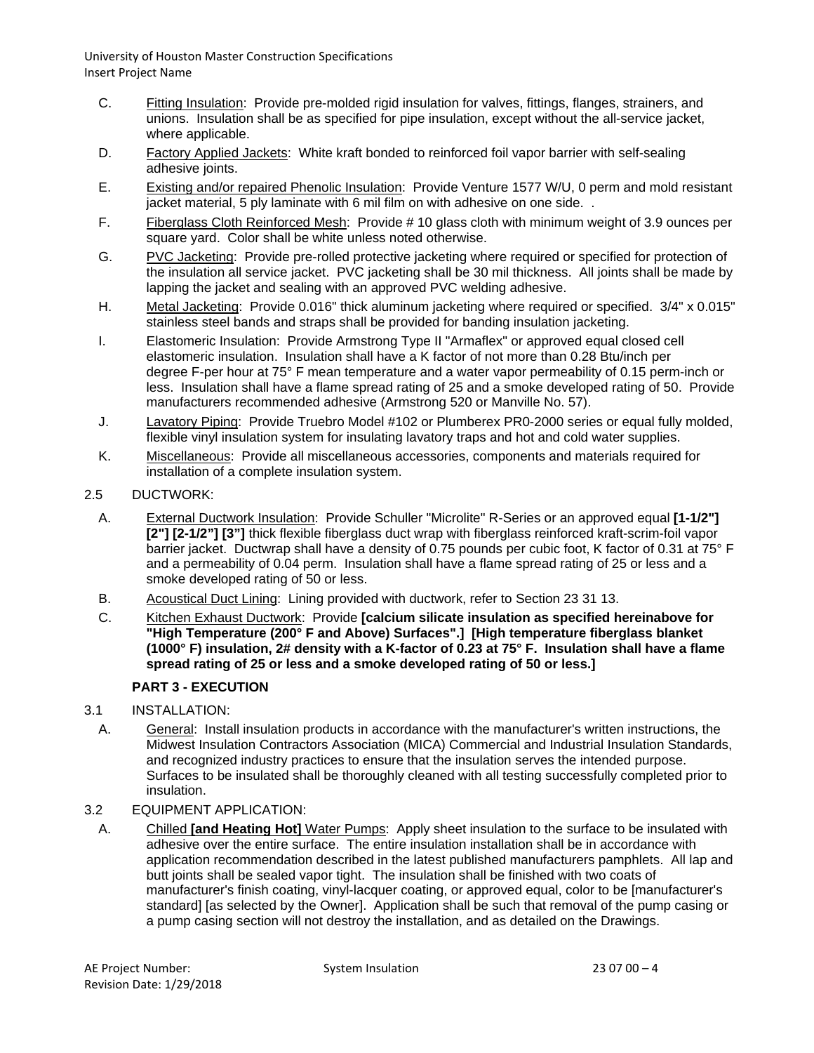C. Fitting Insulation: Provide pre-molded rigid insulation for valves, fittings, flanges, strainers, and unions. Insulation shall be as specified for pipe insulation, except without the all-service jacket, where applicable.

D. Factory Applied Jackets: White kraft bonded to reinforced foil vapor barrier with self-sealing adhesive joints.

E. Existing and/or repaired Phenolic Insulation: Provide Venture 1577 W/U, 0 perm and mold resistant jacket material, 5 ply laminate with 6 mil film on with adhesive on one side. .

F. Fiberglass Cloth Reinforced Mesh: Provide # 10 glass cloth with minimum weight of 3.9 ounces per square yard. Color shall be white unless noted otherwise.

G. PVC Jacketing: Provide pre-rolled protective jacketing where required or specified for protection of the insulation all service jacket. PVC jacketing shall be 30 mil thickness. All joints shall be made by lapping the jacket and sealing with an approved PVC welding adhesive.

H. Metal Jacketing: Provide 0.016" thick aluminum jacketing where required or specified. 3/4" x 0.015" stainless steel bands and straps shall be provided for banding insulation jacketing.

I. Elastomeric Insulation: Provide Armstrong Type II "Armaflex" or approved equal closed cell elastomeric insulation. Insulation shall have a K factor of not more than 0.28 Btu/inch per degree F-per hour at 75° F mean temperature and a water vapor permeability of 0.15 perm-inch or less. Insulation shall have a flame spread rating of 25 and a smoke developed rating of 50. Provide manufacturers recommended adhesive (Armstrong 520 or Manville No. 57).

J. Lavatory Piping: Provide Truebro Model #102 or Plumberex PR0-2000 series or equal fully molded, flexible vinyl insulation system for insulating lavatory traps and hot and cold water supplies.

K. Miscellaneous: Provide all miscellaneous accessories, components and materials required for installation of a complete insulation system.

2.5 DUCTWORK:

A. External Ductwork Insulation: Provide Schuller "Microlite" R-Series or an approved equal **[1-1/2"] [2"] [2-1/2"] [3"]** thick flexible fiberglass duct wrap with fiberglass reinforced kraft-scrim-foil vapor barrier jacket. Ductwrap shall have a density of 0.75 pounds per cubic foot, K factor of 0.31 at 75° F and a permeability of 0.04 perm. Insulation shall have a flame spread rating of 25 or less and a smoke developed rating of 50 or less.

B. Acoustical Duct Lining: Lining provided with ductwork, refer to Section 23 31 13.

C. Kitchen Exhaust Ductwork: Provide **[calcium silicate insulation as specified hereinabove for "High Temperature (200° F and Above) Surfaces".] [High temperature fiberglass blanket (1000° F) insulation, 2# density with a K-factor of 0.23 at 75° F. Insulation shall have a flame spread rating of 25 or less and a smoke developed rating of 50 or less.]**

## PART 3 - EXECUTION

3.1 INSTALLATION:

A. General: Install insulation products in accordance with the manufacturer's written instructions, the Midwest Insulation Contractors Association (MICA) Commercial and Industrial Insulation Standards, and recognized industry practices to ensure that the insulation serves the intended purpose. Surfaces to be insulated shall be thoroughly cleaned with all testing successfully completed prior to insulation.

3.2 EQUIPMENT APPLICATION:

A. Chilled **[and Heating Hot]** Water Pumps: Apply sheet insulation to the surface to be insulated with adhesive over the entire surface. The entire insulation installation shall be in accordance with application recommendation described in the latest published manufacturers pamphlets. All lap and butt joints shall be sealed vapor tight. The insulation shall be finished with two coats of manufacturer's finish coating, vinyl-lacquer coating, or approved equal, color to be [manufacturer's standard] [as selected by the Owner]. Application shall be such that removal of the pump casing or a pump casing section will not destroy the installation, and as detailed on the Drawings.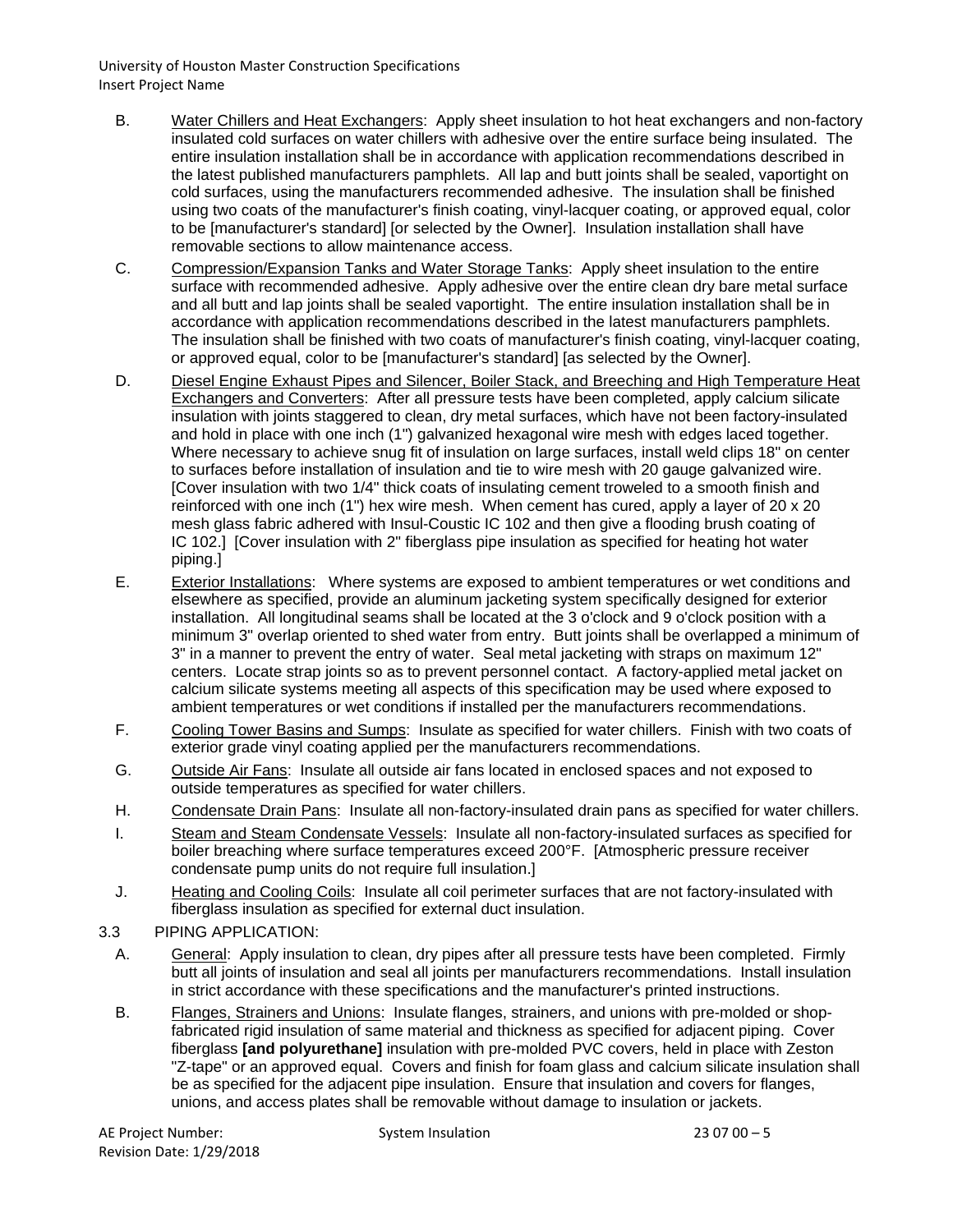B. Water Chillers and Heat Exchangers: Apply sheet insulation to hot heat exchangers and non-factory insulated cold surfaces on water chillers with adhesive over the entire surface being insulated. The entire insulation installation shall be in accordance with application recommendations described in the latest published manufacturers pamphlets. All lap and butt joints shall be sealed, vaportight on cold surfaces, using the manufacturers recommended adhesive. The insulation shall be finished using two coats of the manufacturer's finish coating, vinyl-lacquer coating, or approved equal, color to be [manufacturer's standard] [or selected by the Owner]. Insulation installation shall have removable sections to allow maintenance access.

C. Compression/Expansion Tanks and Water Storage Tanks: Apply sheet insulation to the entire surface with recommended adhesive. Apply adhesive over the entire clean dry bare metal surface and all butt and lap joints shall be sealed vaportight. The entire insulation installation shall be in accordance with application recommendations described in the latest manufacturers pamphlets. The insulation shall be finished with two coats of manufacturer's finish coating, vinyl-lacquer coating, or approved equal, color to be [manufacturer's standard] [as selected by the Owner].

D. Diesel Engine Exhaust Pipes and Silencer, Boiler Stack, and Breeching and High Temperature Heat Exchangers and Converters: After all pressure tests have been completed, apply calcium silicate insulation with joints staggered to clean, dry metal surfaces, which have not been factory-insulated and hold in place with one inch (1") galvanized hexagonal wire mesh with edges laced together. Where necessary to achieve snug fit of insulation on large surfaces, install weld clips 18" on center to surfaces before installation of insulation and tie to wire mesh with 20 gauge galvanized wire. [Cover insulation with two 1/4" thick coats of insulating cement troweled to a smooth finish and reinforced with one inch (1") hex wire mesh. When cement has cured, apply a layer of 20 x 20 mesh glass fabric adhered with Insul-Coustic IC 102 and then give a flooding brush coating of IC 102.] [Cover insulation with 2" fiberglass pipe insulation as specified for heating hot water piping.]

E. Exterior Installations: Where systems are exposed to ambient temperatures or wet conditions and elsewhere as specified, provide an aluminum jacketing system specifically designed for exterior installation. All longitudinal seams shall be located at the 3 o'clock and 9 o'clock position with a minimum 3" overlap oriented to shed water from entry. Butt joints shall be overlapped a minimum of 3" in a manner to prevent the entry of water. Seal metal jacketing with straps on maximum 12" centers. Locate strap joints so as to prevent personnel contact. A factory-applied metal jacket on calcium silicate systems meeting all aspects of this specification may be used where exposed to ambient temperatures or wet conditions if installed per the manufacturers recommendations.

F. Cooling Tower Basins and Sumps: Insulate as specified for water chillers. Finish with two coats of exterior grade vinyl coating applied per the manufacturers recommendations.

G. Outside Air Fans: Insulate all outside air fans located in enclosed spaces and not exposed to outside temperatures as specified for water chillers.

H. Condensate Drain Pans: Insulate all non-factory-insulated drain pans as specified for water chillers.

I. Steam and Steam Condensate Vessels: Insulate all non-factory-insulated surfaces as specified for boiler breaching where surface temperatures exceed 200°F. [Atmospheric pressure receiver condensate pump units do not require full insulation.]

J. Heating and Cooling Coils: Insulate all coil perimeter surfaces that are not factory-insulated with fiberglass insulation as specified for external duct insulation.

## 3.3 PIPING APPLICATION:

A. General: Apply insulation to clean, dry pipes after all pressure tests have been completed. Firmly butt all joints of insulation and seal all joints per manufacturers recommendations. Install insulation in strict accordance with these specifications and the manufacturer's printed instructions.

B. Flanges, Strainers and Unions: Insulate flanges, strainers, and unions with pre-molded or shop-fabricated rigid insulation of same material and thickness as specified for adjacent piping. Cover fiberglass **[and polyurethane]** insulation with pre-molded PVC covers, held in place with Zeston "Z-tape" or an approved equal. Covers and finish for foam glass and calcium silicate insulation shall be as specified for the adjacent pipe insulation. Ensure that insulation and covers for flanges, unions, and access plates shall be removable without damage to insulation or jackets.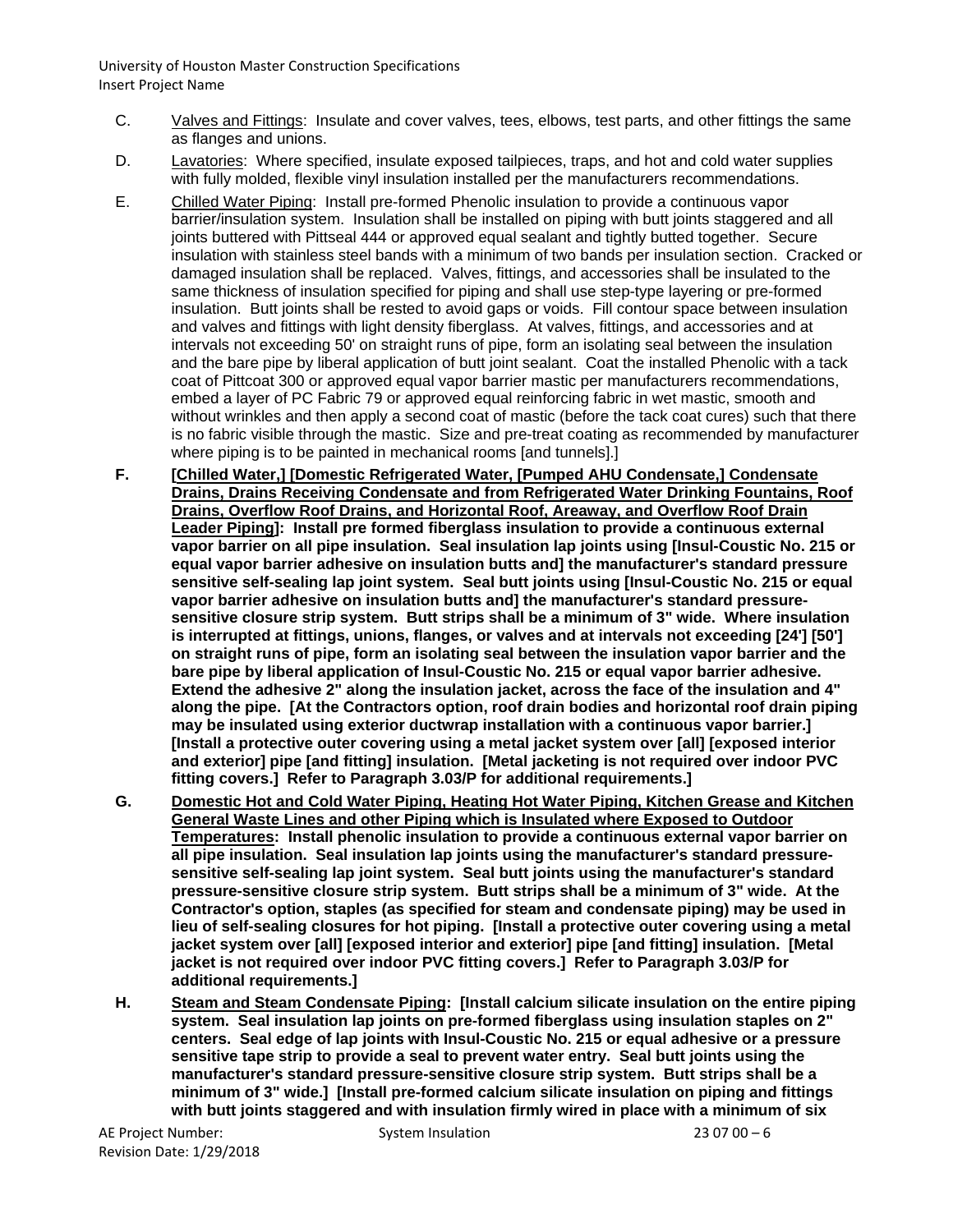C. Valves and Fittings: Insulate and cover valves, tees, elbows, test parts, and other fittings the same as flanges and unions.

D. Lavatories: Where specified, insulate exposed tailpieces, traps, and hot and cold water supplies with fully molded, flexible vinyl insulation installed per the manufacturers recommendations.

E. Chilled Water Piping: Install pre-formed Phenolic insulation to provide a continuous vapor barrier/insulation system. Insulation shall be installed on piping with butt joints staggered and all joints buttered with Pittseal 444 or approved equal sealant and tightly butted together. Secure insulation with stainless steel bands with a minimum of two bands per insulation section. Cracked or damaged insulation shall be replaced. Valves, fittings, and accessories shall be insulated to the same thickness of insulation specified for piping and shall use step-type layering or pre-formed insulation. Butt joints shall be rested to avoid gaps or voids. Fill contour space between insulation and valves and fittings with light density fiberglass. At valves, fittings, and accessories and at intervals not exceeding 50' on straight runs of pipe, form an isolating seal between the insulation and the bare pipe by liberal application of butt joint sealant. Coat the installed Phenolic with a tack coat of Pittcoat 300 or approved equal vapor barrier mastic per manufacturers recommendations, embed a layer of PC Fabric 79 or approved equal reinforcing fabric in wet mastic, smooth and without wrinkles and then apply a second coat of mastic (before the tack coat cures) such that there is no fabric visible through the mastic. Size and pre-treat coating as recommended by manufacturer where piping is to be painted in mechanical rooms [and tunnels].]

**F. [Chilled Water,] [Domestic Refrigerated Water, [Pumped AHU Condensate,] Condensate Drains, Drains Receiving Condensate and from Refrigerated Water Drinking Fountains, Roof Drains, Overflow Roof Drains, and Horizontal Roof, Areaway, and Overflow Roof Drain Leader Piping]: Install pre formed fiberglass insulation to provide a continuous external vapor barrier on all pipe insulation. Seal insulation lap joints using [Insul-Coustic No. 215 or equal vapor barrier adhesive on insulation butts and] the manufacturer's standard pressure sensitive self-sealing lap joint system. Seal butt joints using [Insul-Coustic No. 215 or equal vapor barrier adhesive on insulation butts and] the manufacturer's standard pressure-sensitive closure strip system. Butt strips shall be a minimum of 3" wide. Where insulation is interrupted at fittings, unions, flanges, or valves and at intervals not exceeding [24'] [50'] on straight runs of pipe, form an isolating seal between the insulation vapor barrier and the bare pipe by liberal application of Insul-Coustic No. 215 or equal vapor barrier adhesive. Extend the adhesive 2" along the insulation jacket, across the face of the insulation and 4" along the pipe. [At the Contractors option, roof drain bodies and horizontal roof drain piping may be insulated using exterior ductwrap installation with a continuous vapor barrier.] [Install a protective outer covering using a metal jacket system over [all] [exposed interior and exterior] pipe [and fitting] insulation. [Metal jacketing is not required over indoor PVC fitting covers.] Refer to Paragraph 3.03/P for additional requirements.]**

**G. Domestic Hot and Cold Water Piping, Heating Hot Water Piping, Kitchen Grease and Kitchen General Waste Lines and other Piping which is Insulated where Exposed to Outdoor Temperatures: Install phenolic insulation to provide a continuous external vapor barrier on all pipe insulation. Seal insulation lap joints using the manufacturer's standard pressure-sensitive self-sealing lap joint system. Seal butt joints using the manufacturer's standard pressure-sensitive closure strip system. Butt strips shall be a minimum of 3" wide. At the Contractor's option, staples (as specified for steam and condensate piping) may be used in lieu of self-sealing closures for hot piping. [Install a protective outer covering using a metal jacket system over [all] [exposed interior and exterior] pipe [and fitting] insulation. [Metal jacket is not required over indoor PVC fitting covers.] Refer to Paragraph 3.03/P for additional requirements.]**

**H. Steam and Steam Condensate Piping: [Install calcium silicate insulation on the entire piping system. Seal insulation lap joints on pre-formed fiberglass using insulation staples on 2" centers. Seal edge of lap joints with Insul-Coustic No. 215 or equal adhesive or a pressure sensitive tape strip to provide a seal to prevent water entry. Seal butt joints using the manufacturer's standard pressure-sensitive closure strip system. Butt strips shall be a minimum of 3" wide.] [Install pre-formed calcium silicate insulation on piping and fittings with butt joints staggered and with insulation firmly wired in place with a minimum of six**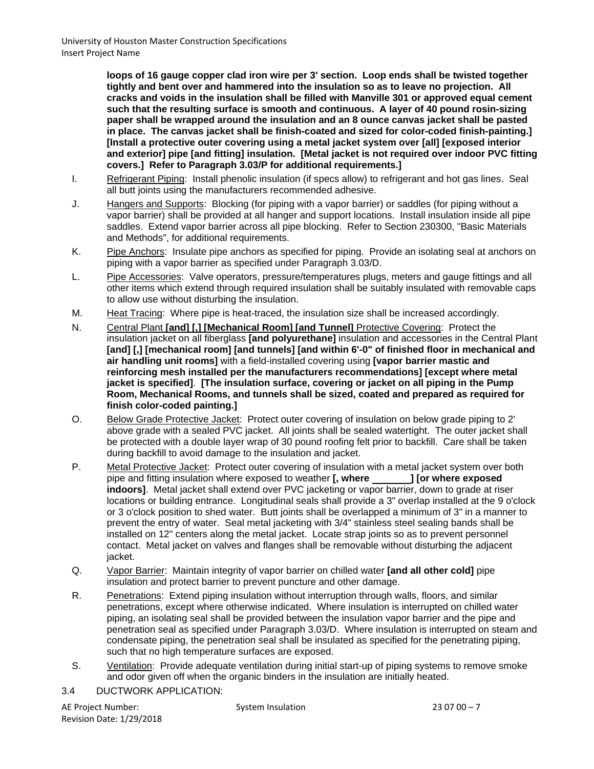**loops of 16 gauge copper clad iron wire per 3' section. Loop ends shall be twisted together tightly and bent over and hammered into the insulation so as to leave no projection. All cracks and voids in the insulation shall be filled with Manville 301 or approved equal cement such that the resulting surface is smooth and continuous. A layer of 40 pound rosin-sizing paper shall be wrapped around the insulation and an 8 ounce canvas jacket shall be pasted in place. The canvas jacket shall be finish-coated and sized for color-coded finish-painting.] [Install a protective outer covering using a metal jacket system over [all] [exposed interior and exterior] pipe [and fitting] insulation. [Metal jacket is not required over indoor PVC fitting covers.] Refer to Paragraph 3.03/P for additional requirements.]**

I. Refrigerant Piping: Install phenolic insulation (if specs allow) to refrigerant and hot gas lines. Seal all butt joints using the manufacturers recommended adhesive.

J. Hangers and Supports: Blocking (for piping with a vapor barrier) or saddles (for piping without a vapor barrier) shall be provided at all hanger and support locations. Install insulation inside all pipe saddles. Extend vapor barrier across all pipe blocking. Refer to Section 230300, "Basic Materials and Methods", for additional requirements.

K. Pipe Anchors: Insulate pipe anchors as specified for piping. Provide an isolating seal at anchors on piping with a vapor barrier as specified under Paragraph 3.03/D.

L. Pipe Accessories: Valve operators, pressure/temperatures plugs, meters and gauge fittings and all other items which extend through required insulation shall be suitably insulated with removable caps to allow use without disturbing the insulation.

M. Heat Tracing: Where pipe is heat-traced, the insulation size shall be increased accordingly.

N. Central Plant **[and] [,] [Mechanical Room] [and Tunnel]** Protective Covering: Protect the insulation jacket on all fiberglass **[and polyurethane]** insulation and accessories in the Central Plant **[and] [,] [mechanical room] [and tunnels] [and within 6'-0" of finished floor in mechanical and air handling unit rooms]** with a field-installed covering using **[vapor barrier mastic and reinforcing mesh installed per the manufacturers recommendations] [except where metal jacket is specified]**. **[The insulation surface, covering or jacket on all piping in the Pump Room, Mechanical Rooms, and tunnels shall be sized, coated and prepared as required for finish color-coded painting.]**

O. Below Grade Protective Jacket: Protect outer covering of insulation on below grade piping to 2' above grade with a sealed PVC jacket. All joints shall be sealed watertight. The outer jacket shall be protected with a double layer wrap of 30 pound roofing felt prior to backfill. Care shall be taken during backfill to avoid damage to the insulation and jacket.

P. Metal Protective Jacket: Protect outer covering of insulation with a metal jacket system over both pipe and fitting insulation where exposed to weather **[, where _______] [or where exposed indoors]**. Metal jacket shall extend over PVC jacketing or vapor barrier, down to grade at riser locations or building entrance. Longitudinal seals shall provide a 3" overlap installed at the 9 o'clock or 3 o'clock position to shed water. Butt joints shall be overlapped a minimum of 3" in a manner to prevent the entry of water. Seal metal jacketing with 3/4" stainless steel sealing bands shall be installed on 12" centers along the metal jacket. Locate strap joints so as to prevent personnel contact. Metal jacket on valves and flanges shall be removable without disturbing the adjacent jacket.

Q. Vapor Barrier: Maintain integrity of vapor barrier on chilled water **[and all other cold]** pipe insulation and protect barrier to prevent puncture and other damage.

R. Penetrations: Extend piping insulation without interruption through walls, floors, and similar penetrations, except where otherwise indicated. Where insulation is interrupted on chilled water piping, an isolating seal shall be provided between the insulation vapor barrier and the pipe and penetration seal as specified under Paragraph 3.03/D. Where insulation is interrupted on steam and condensate piping, the penetration seal shall be insulated as specified for the penetrating piping, such that no high temperature surfaces are exposed.

S. Ventilation: Provide adequate ventilation during initial start-up of piping systems to remove smoke and odor given off when the organic binders in the insulation are initially heated.

3.4 DUCTWORK APPLICATION: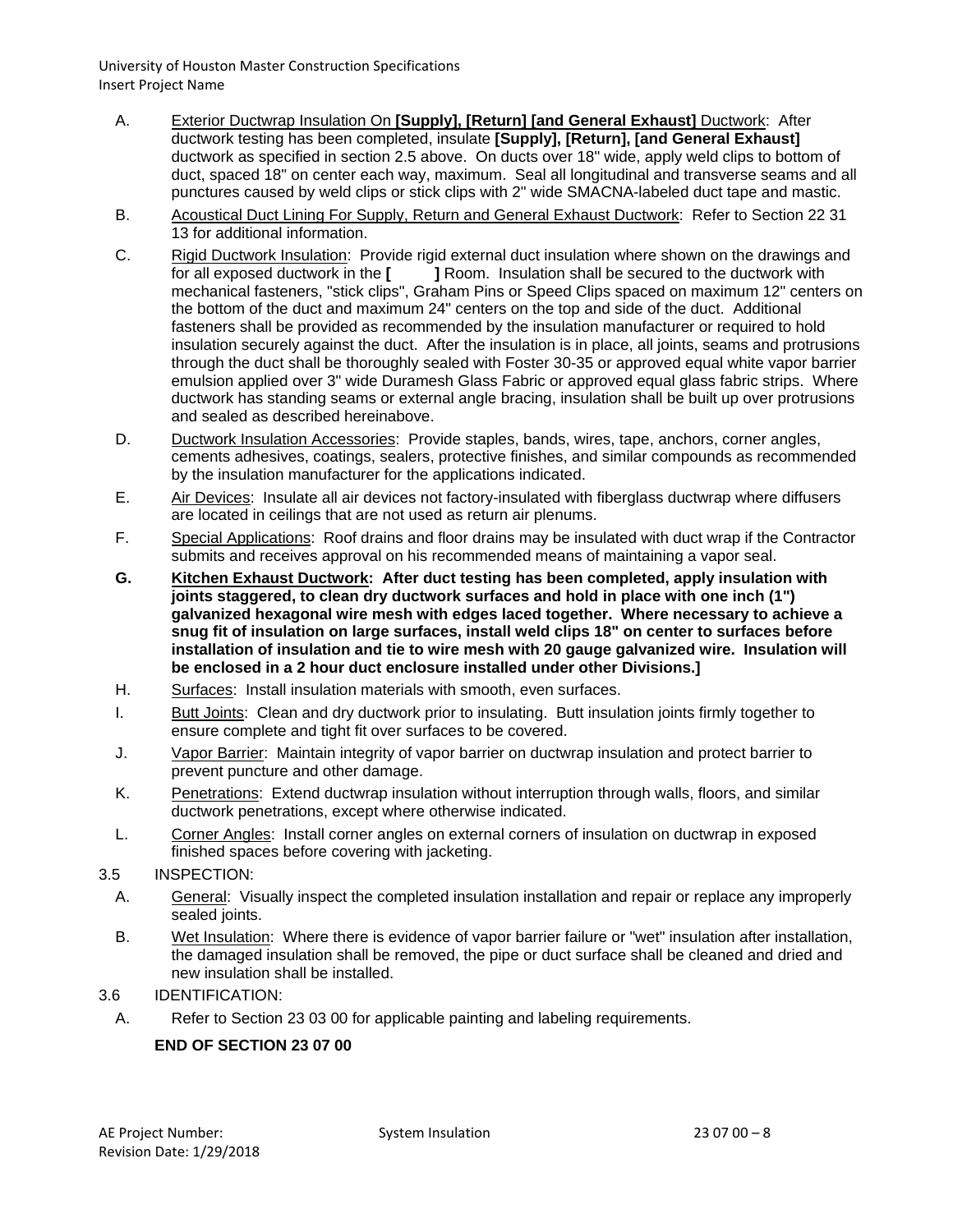A. Exterior Ductwrap Insulation On **[Supply], [Return] [and General Exhaust]** Ductwork: After ductwork testing has been completed, insulate **[Supply], [Return], [and General Exhaust]** ductwork as specified in section 2.5 above. On ducts over 18" wide, apply weld clips to bottom of duct, spaced 18" on center each way, maximum. Seal all longitudinal and transverse seams and all punctures caused by weld clips or stick clips with 2" wide SMACNA-labeled duct tape and mastic.

B. Acoustical Duct Lining For Supply, Return and General Exhaust Ductwork: Refer to Section 22 31 13 for additional information.

C. Rigid Ductwork Insulation: Provide rigid external duct insulation where shown on the drawings and for all exposed ductwork in the **[ ]** Room. Insulation shall be secured to the ductwork with mechanical fasteners, "stick clips", Graham Pins or Speed Clips spaced on maximum 12" centers on the bottom of the duct and maximum 24" centers on the top and side of the duct. Additional fasteners shall be provided as recommended by the insulation manufacturer or required to hold insulation securely against the duct. After the insulation is in place, all joints, seams and protrusions through the duct shall be thoroughly sealed with Foster 30-35 or approved equal white vapor barrier emulsion applied over 3" wide Duramesh Glass Fabric or approved equal glass fabric strips. Where ductwork has standing seams or external angle bracing, insulation shall be built up over protrusions and sealed as described hereinabove.

D. Ductwork Insulation Accessories: Provide staples, bands, wires, tape, anchors, corner angles, cements adhesives, coatings, sealers, protective finishes, and similar compounds as recommended by the insulation manufacturer for the applications indicated.

E. Air Devices: Insulate all air devices not factory-insulated with fiberglass ductwrap where diffusers are located in ceilings that are not used as return air plenums.

F. Special Applications: Roof drains and floor drains may be insulated with duct wrap if the Contractor submits and receives approval on his recommended means of maintaining a vapor seal.

**G. Kitchen Exhaust Ductwork: After duct testing has been completed, apply insulation with joints staggered, to clean dry ductwork surfaces and hold in place with one inch (1") galvanized hexagonal wire mesh with edges laced together. Where necessary to achieve a snug fit of insulation on large surfaces, install weld clips 18" on center to surfaces before installation of insulation and tie to wire mesh with 20 gauge galvanized wire. Insulation will be enclosed in a 2 hour duct enclosure installed under other Divisions.]**

H. Surfaces: Install insulation materials with smooth, even surfaces.

I. Butt Joints: Clean and dry ductwork prior to insulating. Butt insulation joints firmly together to ensure complete and tight fit over surfaces to be covered.

J. Vapor Barrier: Maintain integrity of vapor barrier on ductwrap insulation and protect barrier to prevent puncture and other damage.

K. Penetrations: Extend ductwrap insulation without interruption through walls, floors, and similar ductwork penetrations, except where otherwise indicated.

L. Corner Angles: Install corner angles on external corners of insulation on ductwrap in exposed finished spaces before covering with jacketing.

3.5 INSPECTION:

A. General: Visually inspect the completed insulation installation and repair or replace any improperly sealed joints.

B. Wet Insulation: Where there is evidence of vapor barrier failure or "wet" insulation after installation, the damaged insulation shall be removed, the pipe or duct surface shall be cleaned and dried and new insulation shall be installed.

3.6 IDENTIFICATION:

A. Refer to Section 23 03 00 for applicable painting and labeling requirements.

**END OF SECTION 23 07 00**